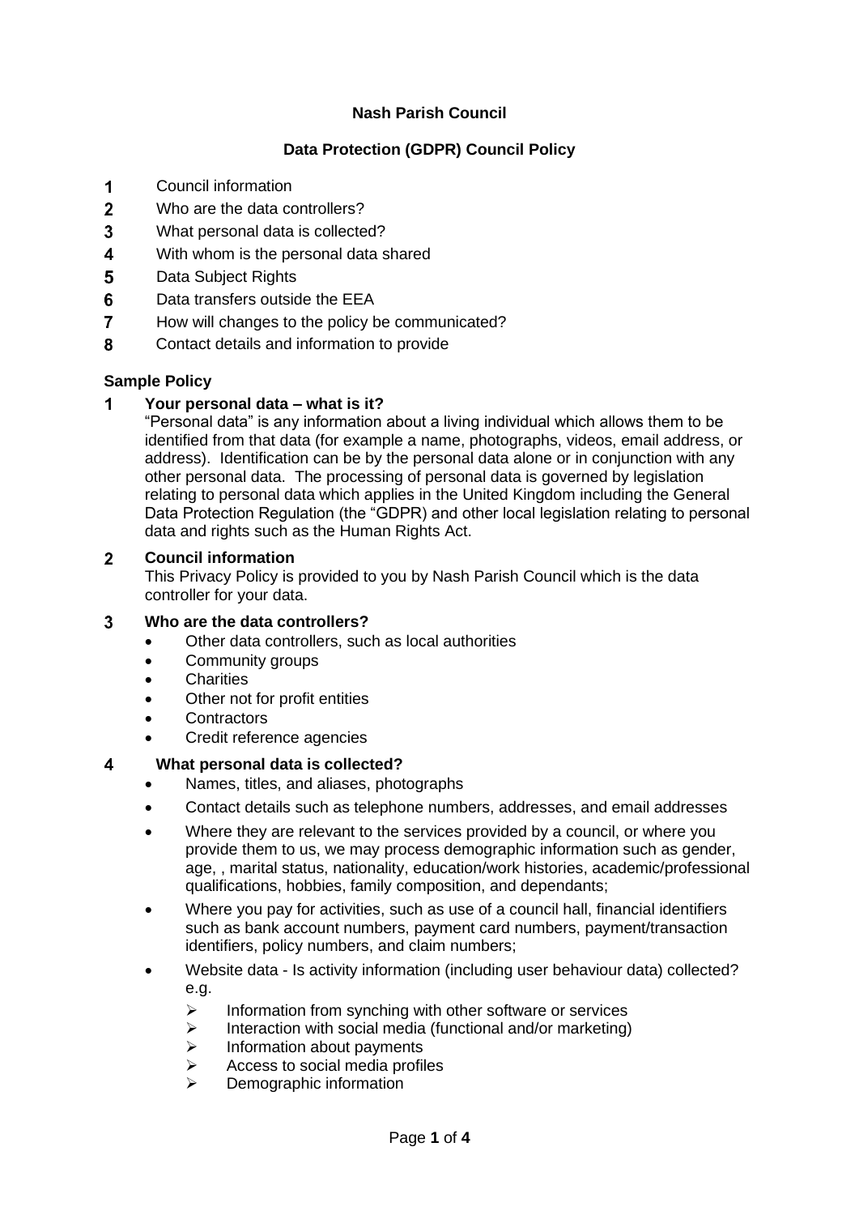**Nash Parish Council**

**Data Protection (GDPR) Council Policy**

1. Council information
2. Who are the data controllers?
3. What personal data is collected?
4. With whom is the personal data shared
5. Data Subject Rights
6. Data transfers outside the EEA
7. How will changes to the policy be communicated?
8. Contact details and information to provide

**Sample Policy**

**1 Your personal data – what is it?**

"Personal data" is any information about a living individual which allows them to be identified from that data (for example a name, photographs, videos, email address, or address). Identification can be by the personal data alone or in conjunction with any other personal data. The processing of personal data is governed by legislation relating to personal data which applies in the United Kingdom including the General Data Protection Regulation (the "GDPR) and other local legislation relating to personal data and rights such as the Human Rights Act.

**2 Council information**

This Privacy Policy is provided to you by Nash Parish Council which is the data controller for your data.

**3 Who are the data controllers?**

- Other data controllers, such as local authorities
- Community groups
- Charities
- Other not for profit entities
- Contractors
- Credit reference agencies

**4 What personal data is collected?**

- Names, titles, and aliases, photographs
- Contact details such as telephone numbers, addresses, and email addresses
- Where they are relevant to the services provided by a council, or where you provide them to us, we may process demographic information such as gender, age, , marital status, nationality, education/work histories, academic/professional qualifications, hobbies, family composition, and dependants;
- Where you pay for activities, such as use of a council hall, financial identifiers such as bank account numbers, payment card numbers, payment/transaction identifiers, policy numbers, and claim numbers;
- Website data - Is activity information (including user behaviour data) collected? e.g.
  - Information from synching with other software or services
  - Interaction with social media (functional and/or marketing)
  - Information about payments
  - Access to social media profiles
  - Demographic information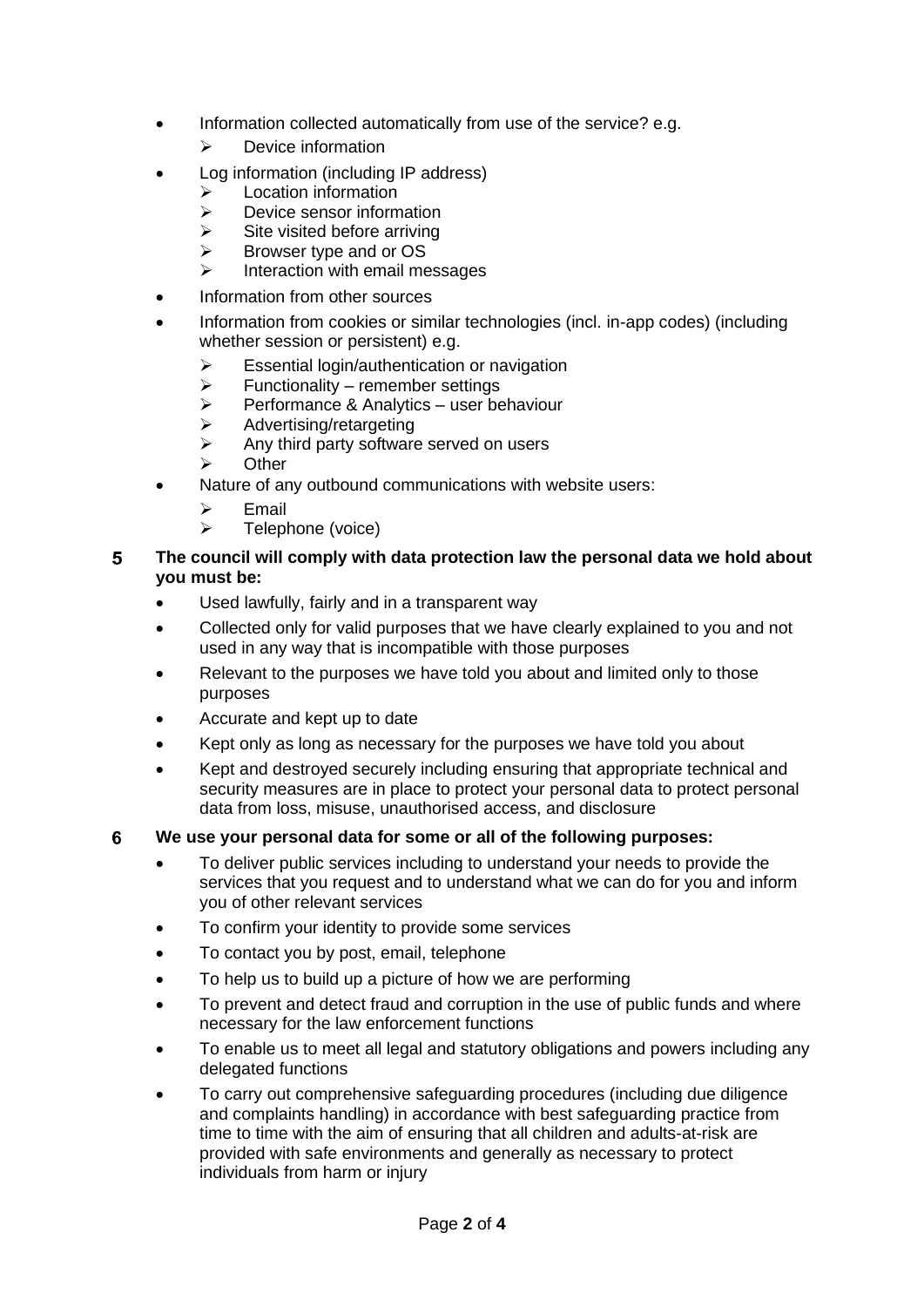- Information collected automatically from use of the service? e.g.
  - Device information
- Log information (including IP address)
  - Location information
  - Device sensor information
  - Site visited before arriving
  - Browser type and or OS
  - Interaction with email messages
- Information from other sources
- Information from cookies or similar technologies (incl. in-app codes) (including whether session or persistent) e.g.
  - Essential login/authentication or navigation
  - Functionality – remember settings
  - Performance & Analytics – user behaviour
  - Advertising/retargeting
  - Any third party software served on users
  - Other
- Nature of any outbound communications with website users:
  - Email
  - Telephone (voice)

**5 The council will comply with data protection law the personal data we hold about you must be:**

- Used lawfully, fairly and in a transparent way
- Collected only for valid purposes that we have clearly explained to you and not used in any way that is incompatible with those purposes
- Relevant to the purposes we have told you about and limited only to those purposes
- Accurate and kept up to date
- Kept only as long as necessary for the purposes we have told you about
- Kept and destroyed securely including ensuring that appropriate technical and security measures are in place to protect your personal data to protect personal data from loss, misuse, unauthorised access, and disclosure

**6 We use your personal data for some or all of the following purposes:**

- To deliver public services including to understand your needs to provide the services that you request and to understand what we can do for you and inform you of other relevant services
- To confirm your identity to provide some services
- To contact you by post, email, telephone
- To help us to build up a picture of how we are performing
- To prevent and detect fraud and corruption in the use of public funds and where necessary for the law enforcement functions
- To enable us to meet all legal and statutory obligations and powers including any delegated functions
- To carry out comprehensive safeguarding procedures (including due diligence and complaints handling) in accordance with best safeguarding practice from time to time with the aim of ensuring that all children and adults-at-risk are provided with safe environments and generally as necessary to protect individuals from harm or injury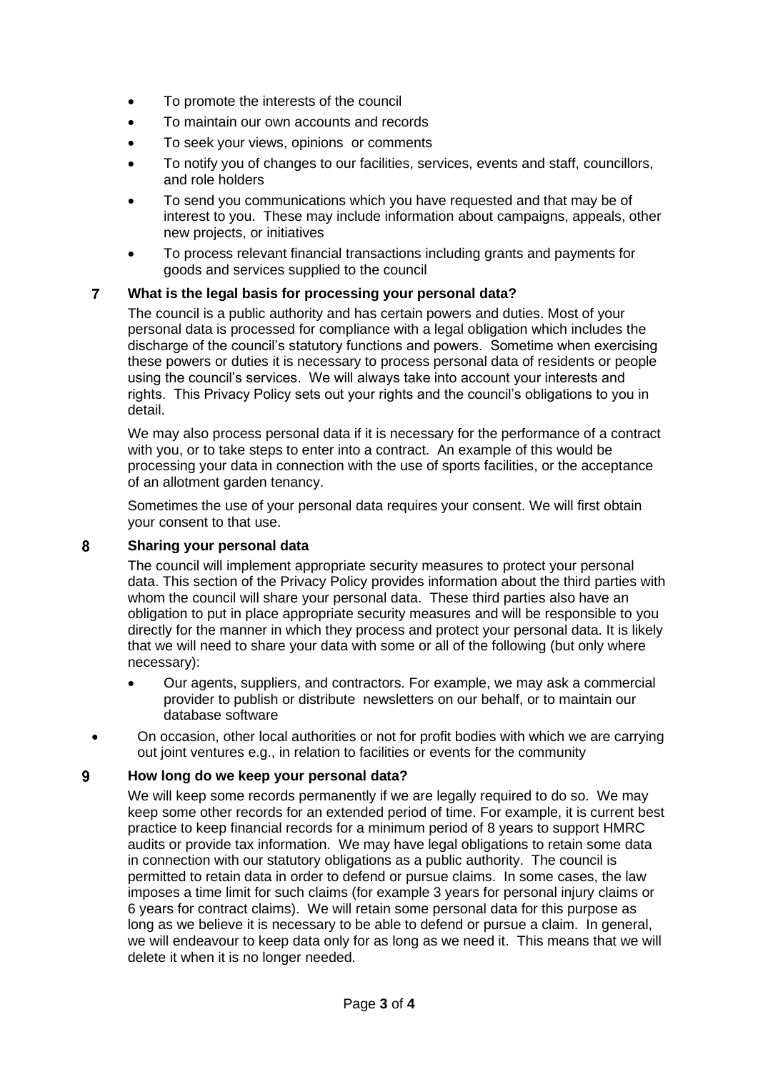- To promote the interests of the council
- To maintain our own accounts and records
- To seek your views, opinions or comments
- To notify you of changes to our facilities, services, events and staff, councillors, and role holders
- To send you communications which you have requested and that may be of interest to you. These may include information about campaigns, appeals, other new projects, or initiatives
- To process relevant financial transactions including grants and payments for goods and services supplied to the council

## 7 What is the legal basis for processing your personal data?

The council is a public authority and has certain powers and duties. Most of your personal data is processed for compliance with a legal obligation which includes the discharge of the council's statutory functions and powers. Sometime when exercising these powers or duties it is necessary to process personal data of residents or people using the council's services. We will always take into account your interests and rights. This Privacy Policy sets out your rights and the council's obligations to you in detail.

We may also process personal data if it is necessary for the performance of a contract with you, or to take steps to enter into a contract. An example of this would be processing your data in connection with the use of sports facilities, or the acceptance of an allotment garden tenancy.

Sometimes the use of your personal data requires your consent. We will first obtain your consent to that use.

## 8 Sharing your personal data

The council will implement appropriate security measures to protect your personal data. This section of the Privacy Policy provides information about the third parties with whom the council will share your personal data. These third parties also have an obligation to put in place appropriate security measures and will be responsible to you directly for the manner in which they process and protect your personal data. It is likely that we will need to share your data with some or all of the following (but only where necessary):

- Our agents, suppliers, and contractors. For example, we may ask a commercial provider to publish or distribute newsletters on our behalf, or to maintain our database software
- On occasion, other local authorities or not for profit bodies with which we are carrying out joint ventures e.g., in relation to facilities or events for the community

## 9 How long do we keep your personal data?

We will keep some records permanently if we are legally required to do so. We may keep some other records for an extended period of time. For example, it is current best practice to keep financial records for a minimum period of 8 years to support HMRC audits or provide tax information. We may have legal obligations to retain some data in connection with our statutory obligations as a public authority. The council is permitted to retain data in order to defend or pursue claims. In some cases, the law imposes a time limit for such claims (for example 3 years for personal injury claims or 6 years for contract claims). We will retain some personal data for this purpose as long as we believe it is necessary to be able to defend or pursue a claim. In general, we will endeavour to keep data only for as long as we need it. This means that we will delete it when it is no longer needed.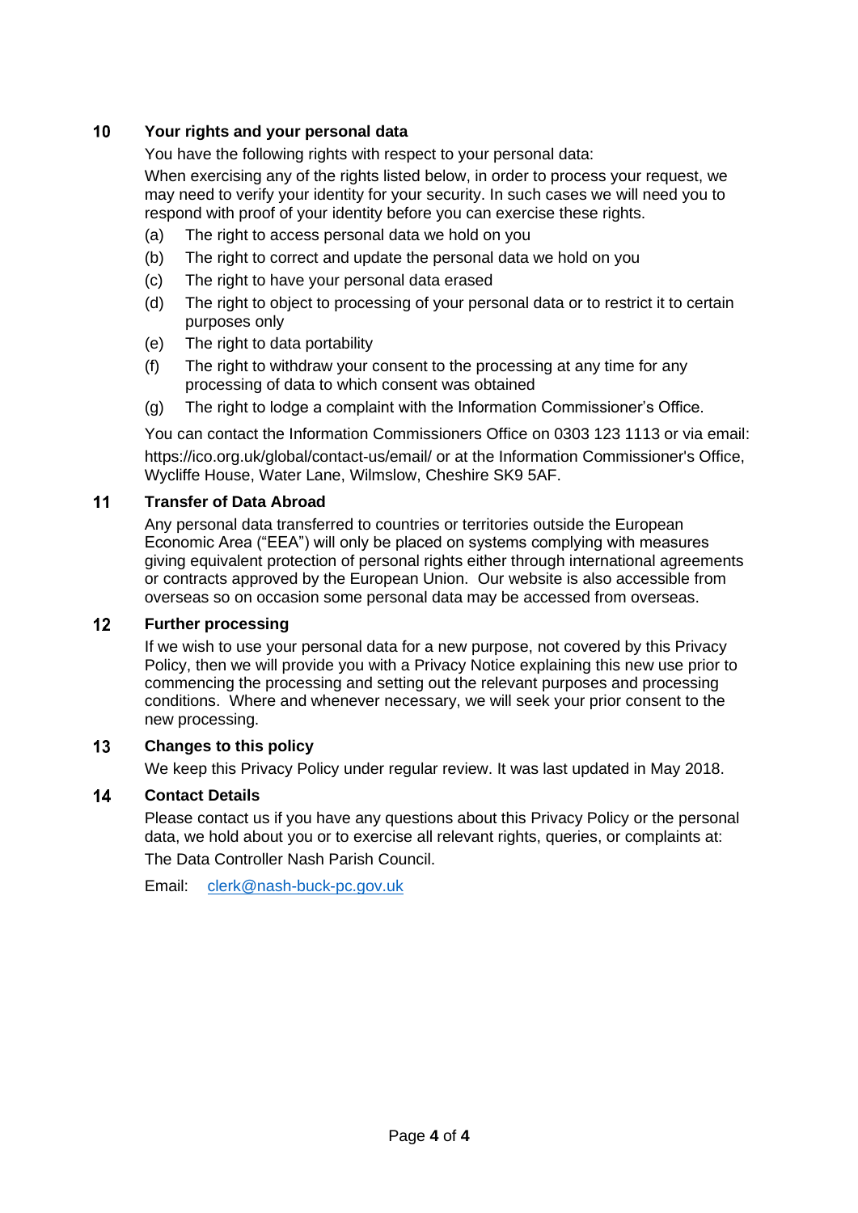## 10 Your rights and your personal data

You have the following rights with respect to your personal data:

When exercising any of the rights listed below, in order to process your request, we may need to verify your identity for your security. In such cases we will need you to respond with proof of your identity before you can exercise these rights.

(a) The right to access personal data we hold on you

(b) The right to correct and update the personal data we hold on you

(c) The right to have your personal data erased

(d) The right to object to processing of your personal data or to restrict it to certain purposes only

(e) The right to data portability

(f) The right to withdraw your consent to the processing at any time for any processing of data to which consent was obtained

(g) The right to lodge a complaint with the Information Commissioner's Office.

You can contact the Information Commissioners Office on 0303 123 1113 or via email: https://ico.org.uk/global/contact-us/email/ or at the Information Commissioner's Office, Wycliffe House, Water Lane, Wilmslow, Cheshire SK9 5AF.

## 11 Transfer of Data Abroad

Any personal data transferred to countries or territories outside the European Economic Area ("EEA") will only be placed on systems complying with measures giving equivalent protection of personal rights either through international agreements or contracts approved by the European Union. Our website is also accessible from overseas so on occasion some personal data may be accessed from overseas.

## 12 Further processing

If we wish to use your personal data for a new purpose, not covered by this Privacy Policy, then we will provide you with a Privacy Notice explaining this new use prior to commencing the processing and setting out the relevant purposes and processing conditions. Where and whenever necessary, we will seek your prior consent to the new processing.

## 13 Changes to this policy

We keep this Privacy Policy under regular review. It was last updated in May 2018.

## 14 Contact Details

Please contact us if you have any questions about this Privacy Policy or the personal data, we hold about you or to exercise all relevant rights, queries, or complaints at:

The Data Controller Nash Parish Council.

Email: clerk@nash-buck-pc.gov.uk